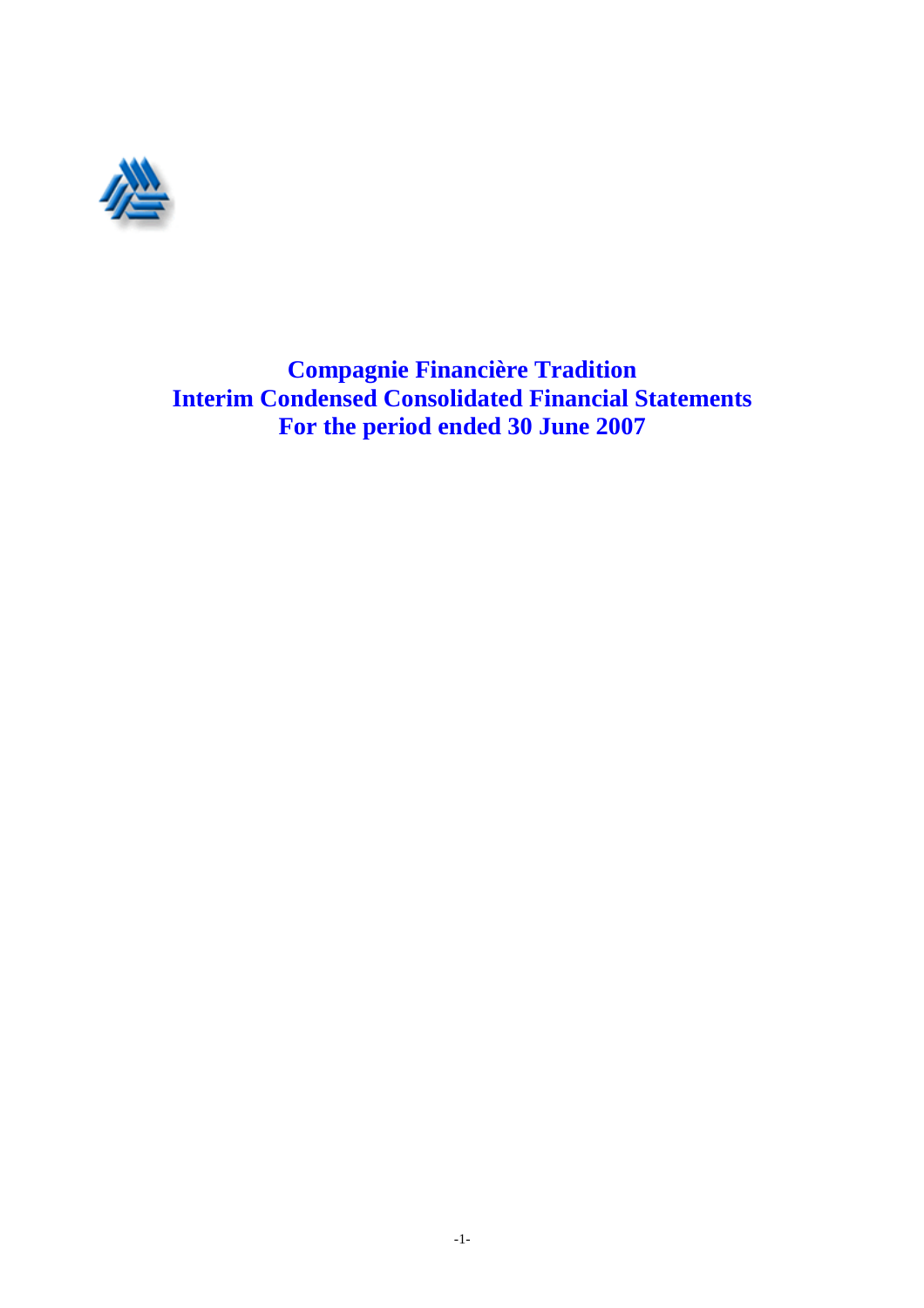# Compagnie Financière Tradition
# Interim Condensed Consolidated Financial Statements
# For the period ended 30 June 2007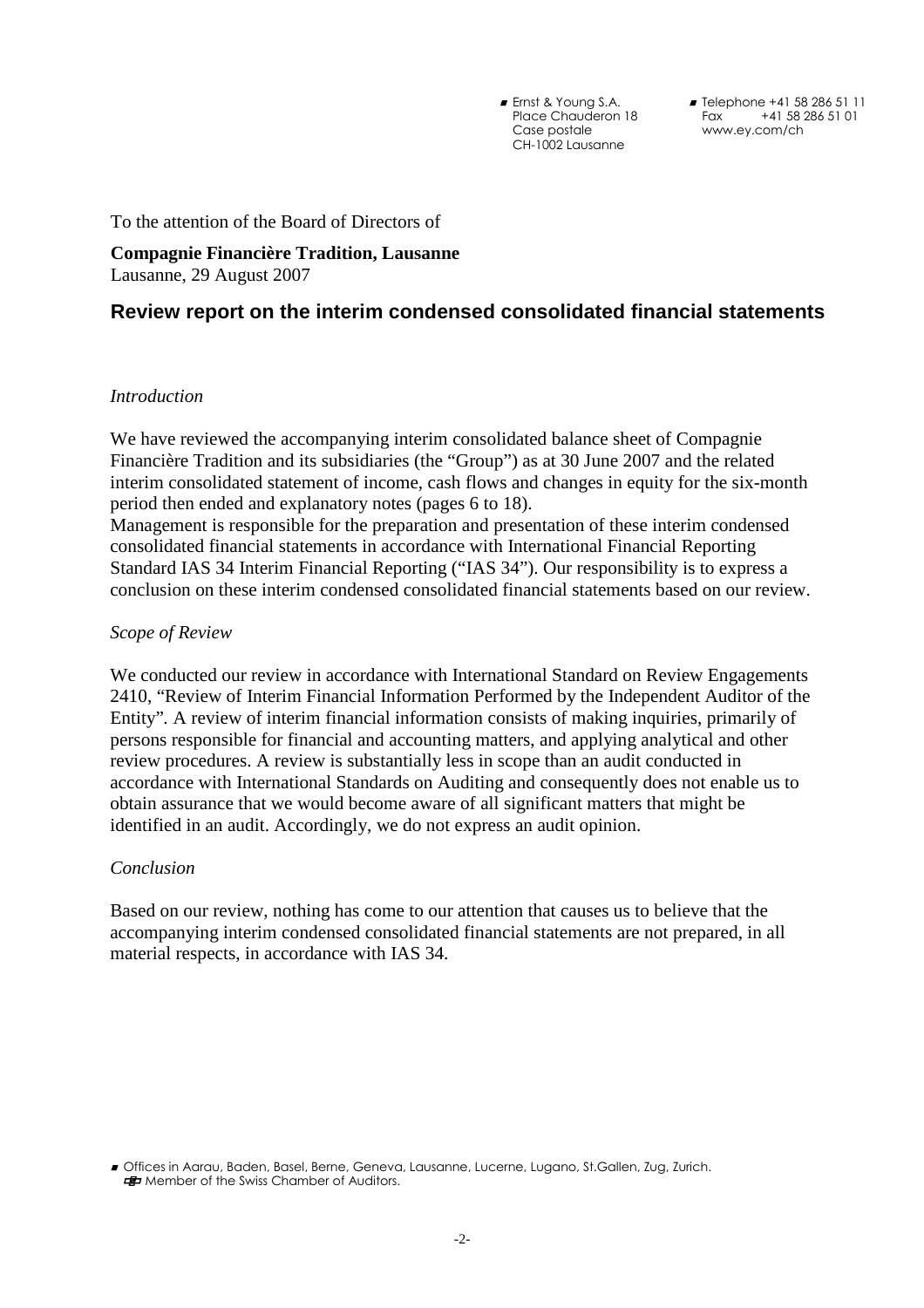Ernst & Young S.A.
Place Chauderon 18
Case postale
CH-1002 Lausanne

Telephone +41 58 286 51 11
Fax +41 58 286 51 01
www.ey.com/ch

To the attention of the Board of Directors of

**Compagnie Financière Tradition, Lausanne**
Lausanne, 29 August 2007

## Review report on the interim condensed consolidated financial statements

*Introduction*

We have reviewed the accompanying interim consolidated balance sheet of Compagnie Financière Tradition and its subsidiaries (the "Group") as at 30 June 2007 and the related interim consolidated statement of income, cash flows and changes in equity for the six-month period then ended and explanatory notes (pages 6 to 18).
Management is responsible for the preparation and presentation of these interim condensed consolidated financial statements in accordance with International Financial Reporting Standard IAS 34 Interim Financial Reporting ("IAS 34"). Our responsibility is to express a conclusion on these interim condensed consolidated financial statements based on our review.

*Scope of Review*

We conducted our review in accordance with International Standard on Review Engagements 2410, "Review of Interim Financial Information Performed by the Independent Auditor of the Entity". A review of interim financial information consists of making inquiries, primarily of persons responsible for financial and accounting matters, and applying analytical and other review procedures. A review is substantially less in scope than an audit conducted in accordance with International Standards on Auditing and consequently does not enable us to obtain assurance that we would become aware of all significant matters that might be identified in an audit. Accordingly, we do not express an audit opinion.

*Conclusion*

Based on our review, nothing has come to our attention that causes us to believe that the accompanying interim condensed consolidated financial statements are not prepared, in all material respects, in accordance with IAS 34.

Offices in Aarau, Baden, Basel, Berne, Geneva, Lausanne, Lucerne, Lugano, St.Gallen, Zug, Zurich.
Member of the Swiss Chamber of Auditors.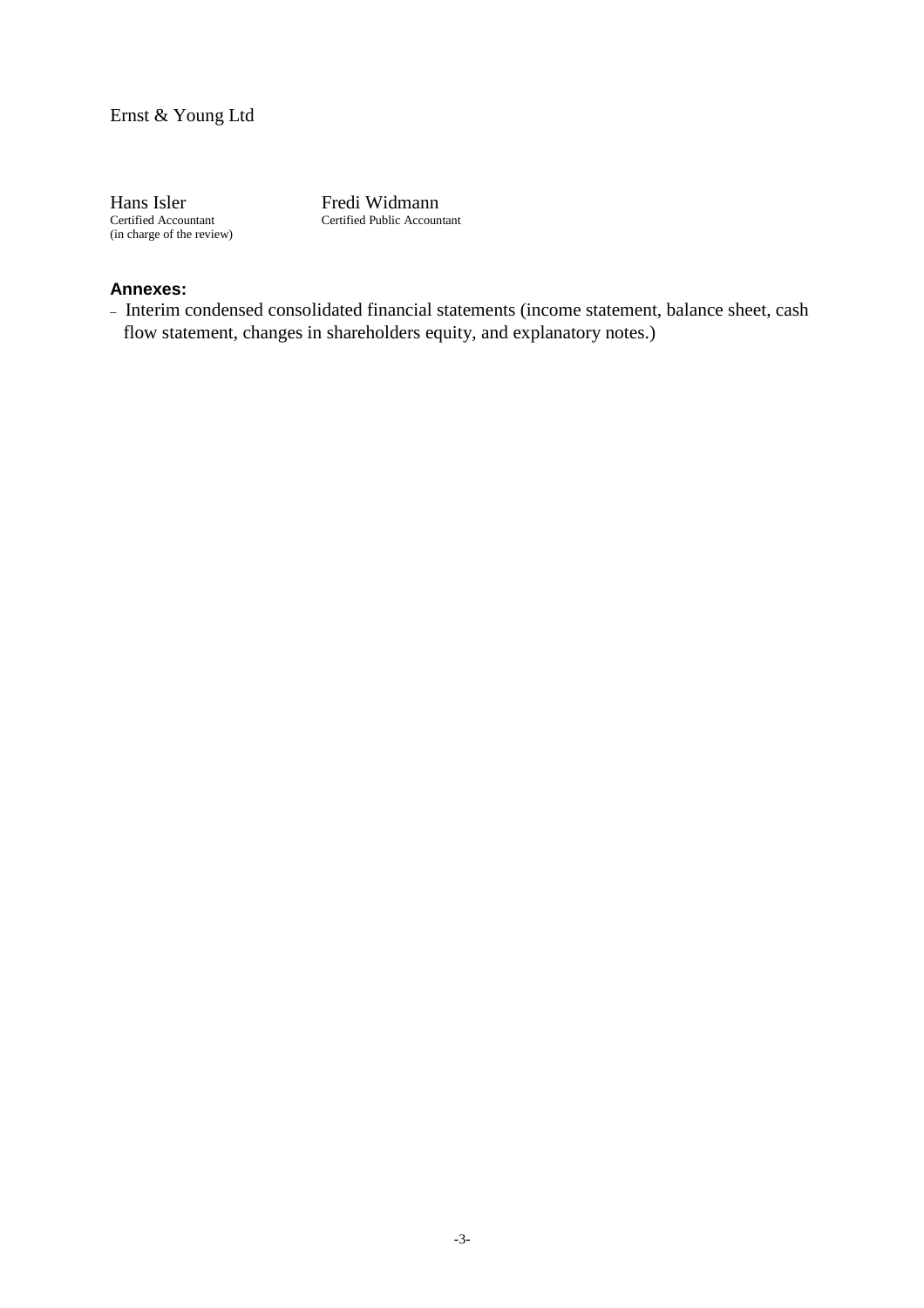Ernst & Young Ltd

| Hans Isler | Fredi Widmann |
| --- | --- |
| Certified Accountant (in charge of the review) | Certified Public Accountant |

**Annexes:**

- Interim condensed consolidated financial statements (income statement, balance sheet, cash flow statement, changes in shareholders equity, and explanatory notes.)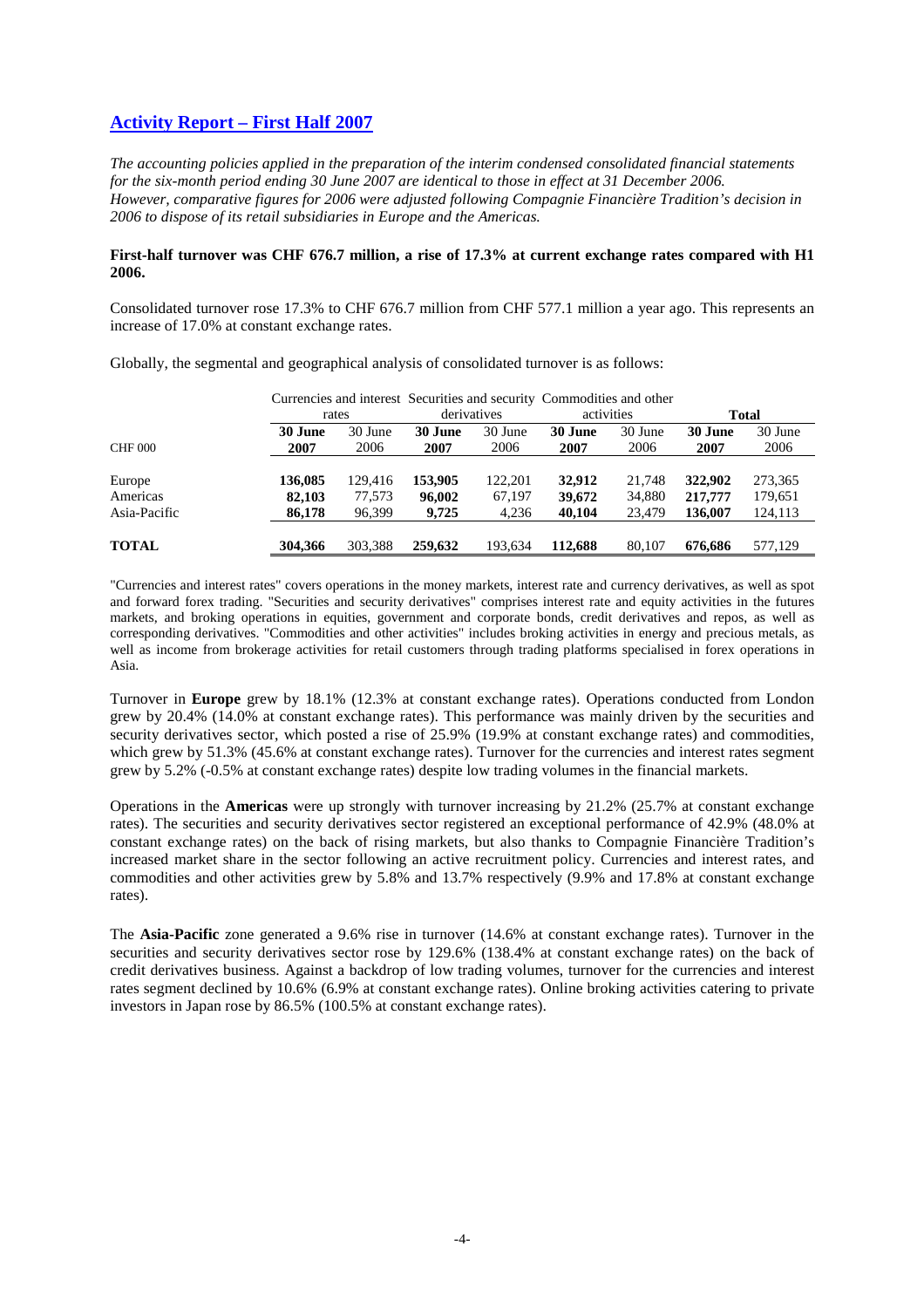## Activity Report – First Half 2007

*The accounting policies applied in the preparation of the interim condensed consolidated financial statements for the six-month period ending 30 June 2007 are identical to those in effect at 31 December 2006. However, comparative figures for 2006 were adjusted following Compagnie Financière Tradition's decision in 2006 to dispose of its retail subsidiaries in Europe and the Americas.*

**First-half turnover was CHF 676.7 million, a rise of 17.3% at current exchange rates compared with H1 2006.**

Consolidated turnover rose 17.3% to CHF 676.7 million from CHF 577.1 million a year ago. This represents an increase of 17.0% at constant exchange rates.

Globally, the segmental and geographical analysis of consolidated turnover is as follows:

| | Currencies and interest rates | | Securities and security derivatives | | Commodities and other activities | | **Total** | |
|---|---|---|---|---|---|---|---|---|
| CHF 000 | **30 June 2007** | 30 June 2006 | **30 June 2007** | 30 June 2006 | **30 June 2007** | 30 June 2006 | **30 June 2007** | 30 June 2006 |
| Europe | **136,085** | 129,416 | **153,905** | 122,201 | **32,912** | 21,748 | **322,902** | 273,365 |
| Americas | **82,103** | 77,573 | **96,002** | 67,197 | **39,672** | 34,880 | **217,777** | 179,651 |
| Asia-Pacific | **86,178** | 96,399 | **9,725** | 4,236 | **40,104** | 23,479 | **136,007** | 124,113 |
| **TOTAL** | **304,366** | 303,388 | **259,632** | 193,634 | **112,688** | 80,107 | **676,686** | 577,129 |

"Currencies and interest rates" covers operations in the money markets, interest rate and currency derivatives, as well as spot and forward forex trading. "Securities and security derivatives" comprises interest rate and equity activities in the futures markets, and broking operations in equities, government and corporate bonds, credit derivatives and repos, as well as corresponding derivatives. "Commodities and other activities" includes broking activities in energy and precious metals, as well as income from brokerage activities for retail customers through trading platforms specialised in forex operations in Asia.

Turnover in **Europe** grew by 18.1% (12.3% at constant exchange rates). Operations conducted from London grew by 20.4% (14.0% at constant exchange rates). This performance was mainly driven by the securities and security derivatives sector, which posted a rise of 25.9% (19.9% at constant exchange rates) and commodities, which grew by 51.3% (45.6% at constant exchange rates). Turnover for the currencies and interest rates segment grew by 5.2% (-0.5% at constant exchange rates) despite low trading volumes in the financial markets.

Operations in the **Americas** were up strongly with turnover increasing by 21.2% (25.7% at constant exchange rates). The securities and security derivatives sector registered an exceptional performance of 42.9% (48.0% at constant exchange rates) on the back of rising markets, but also thanks to Compagnie Financière Tradition's increased market share in the sector following an active recruitment policy. Currencies and interest rates, and commodities and other activities grew by 5.8% and 13.7% respectively (9.9% and 17.8% at constant exchange rates).

The **Asia-Pacific** zone generated a 9.6% rise in turnover (14.6% at constant exchange rates). Turnover in the securities and security derivatives sector rose by 129.6% (138.4% at constant exchange rates) on the back of credit derivatives business. Against a backdrop of low trading volumes, turnover for the currencies and interest rates segment declined by 10.6% (6.9% at constant exchange rates). Online broking activities catering to private investors in Japan rose by 86.5% (100.5% at constant exchange rates).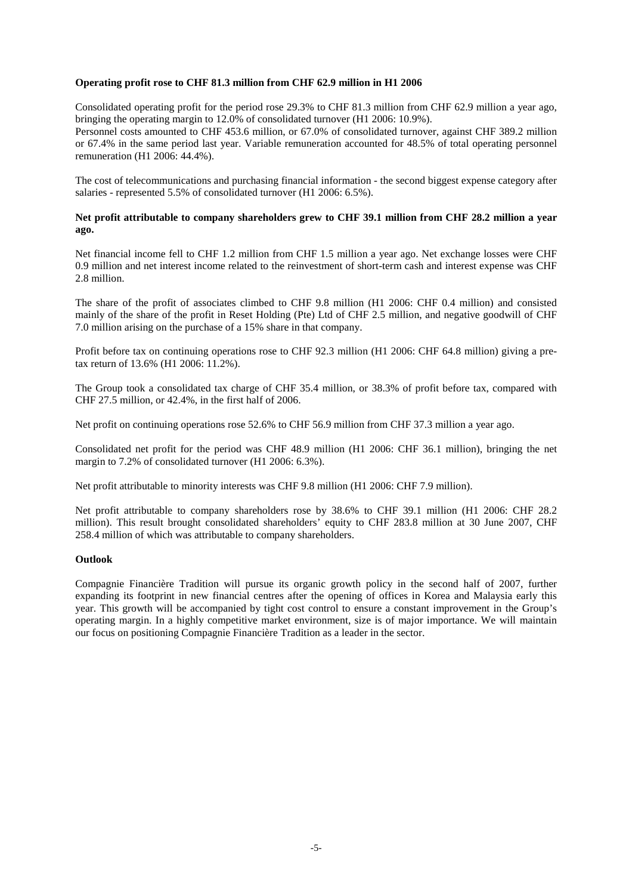**Operating profit rose to CHF 81.3 million from CHF 62.9 million in H1 2006**

Consolidated operating profit for the period rose 29.3% to CHF 81.3 million from CHF 62.9 million a year ago, bringing the operating margin to 12.0% of consolidated turnover (H1 2006: 10.9%).
Personnel costs amounted to CHF 453.6 million, or 67.0% of consolidated turnover, against CHF 389.2 million or 67.4% in the same period last year. Variable remuneration accounted for 48.5% of total operating personnel remuneration (H1 2006: 44.4%).

The cost of telecommunications and purchasing financial information - the second biggest expense category after salaries - represented 5.5% of consolidated turnover (H1 2006: 6.5%).

**Net profit attributable to company shareholders grew to CHF 39.1 million from CHF 28.2 million a year ago.**

Net financial income fell to CHF 1.2 million from CHF 1.5 million a year ago. Net exchange losses were CHF 0.9 million and net interest income related to the reinvestment of short-term cash and interest expense was CHF 2.8 million.

The share of the profit of associates climbed to CHF 9.8 million (H1 2006: CHF 0.4 million) and consisted mainly of the share of the profit in Reset Holding (Pte) Ltd of CHF 2.5 million, and negative goodwill of CHF 7.0 million arising on the purchase of a 15% share in that company.

Profit before tax on continuing operations rose to CHF 92.3 million (H1 2006: CHF 64.8 million) giving a pre-tax return of 13.6% (H1 2006: 11.2%).

The Group took a consolidated tax charge of CHF 35.4 million, or 38.3% of profit before tax, compared with CHF 27.5 million, or 42.4%, in the first half of 2006.

Net profit on continuing operations rose 52.6% to CHF 56.9 million from CHF 37.3 million a year ago.

Consolidated net profit for the period was CHF 48.9 million (H1 2006: CHF 36.1 million), bringing the net margin to 7.2% of consolidated turnover (H1 2006: 6.3%).

Net profit attributable to minority interests was CHF 9.8 million (H1 2006: CHF 7.9 million).

Net profit attributable to company shareholders rose by 38.6% to CHF 39.1 million (H1 2006: CHF 28.2 million). This result brought consolidated shareholders' equity to CHF 283.8 million at 30 June 2007, CHF 258.4 million of which was attributable to company shareholders.

**Outlook**

Compagnie Financière Tradition will pursue its organic growth policy in the second half of 2007, further expanding its footprint in new financial centres after the opening of offices in Korea and Malaysia early this year. This growth will be accompanied by tight cost control to ensure a constant improvement in the Group's operating margin. In a highly competitive market environment, size is of major importance. We will maintain our focus on positioning Compagnie Financière Tradition as a leader in the sector.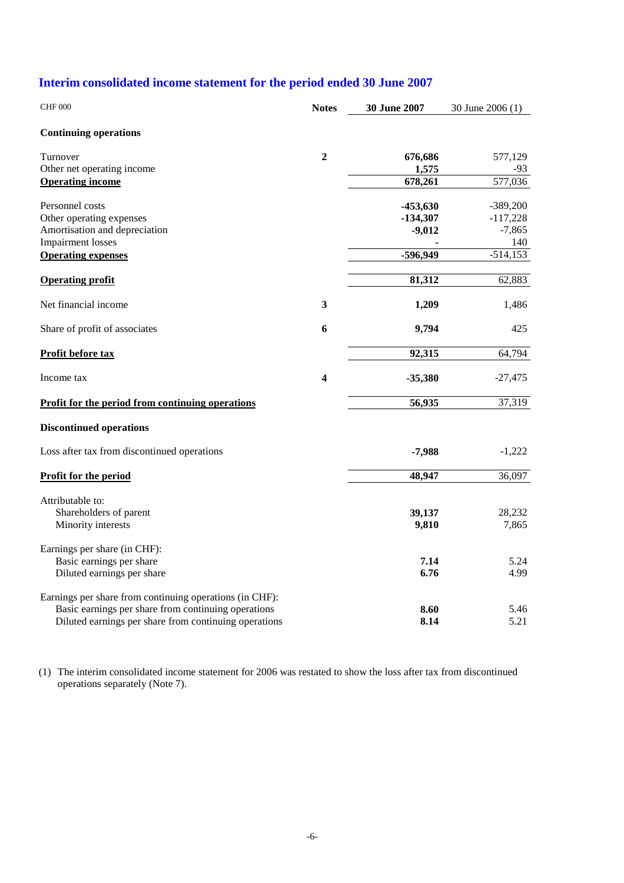## Interim consolidated income statement for the period ended 30 June 2007

| CHF 000 | Notes | 30 June 2007 | 30 June 2006 (1) |
|---|---|---|---|
| **Continuing operations** | | | |
| Turnover | **2** | **676,686** | 577,129 |
| Other net operating income | | **1,575** | -93 |
| **Operating income** | | **678,261** | 577,036 |
| Personnel costs | | **-453,630** | -389,200 |
| Other operating expenses | | **-134,307** | -117,228 |
| Amortisation and depreciation | | **-9,012** | -7,865 |
| Impairment losses | | **-** | 140 |
| **Operating expenses** | | **-596,949** | -514,153 |
| **Operating profit** | | **81,312** | 62,883 |
| Net financial income | **3** | **1,209** | 1,486 |
| Share of profit of associates | **6** | **9,794** | 425 |
| **Profit before tax** | | **92,315** | 64,794 |
| Income tax | **4** | **-35,380** | -27,475 |
| **Profit for the period from continuing operations** | | **56,935** | 37,319 |
| **Discontinued operations** | | | |
| Loss after tax from discontinued operations | | **-7,988** | -1,222 |
| **Profit for the period** | | **48,947** | 36,097 |
| Attributable to: | | | |
| Shareholders of parent | | **39,137** | 28,232 |
| Minority interests | | **9,810** | 7,865 |
| Earnings per share (in CHF): | | | |
| Basic earnings per share | | **7.14** | 5.24 |
| Diluted earnings per share | | **6.76** | 4.99 |
| Earnings per share from continuing operations (in CHF): | | | |
| Basic earnings per share from continuing operations | | **8.60** | 5.46 |
| Diluted earnings per share from continuing operations | | **8.14** | 5.21 |

(1) The interim consolidated income statement for 2006 was restated to show the loss after tax from discontinued operations separately (Note 7).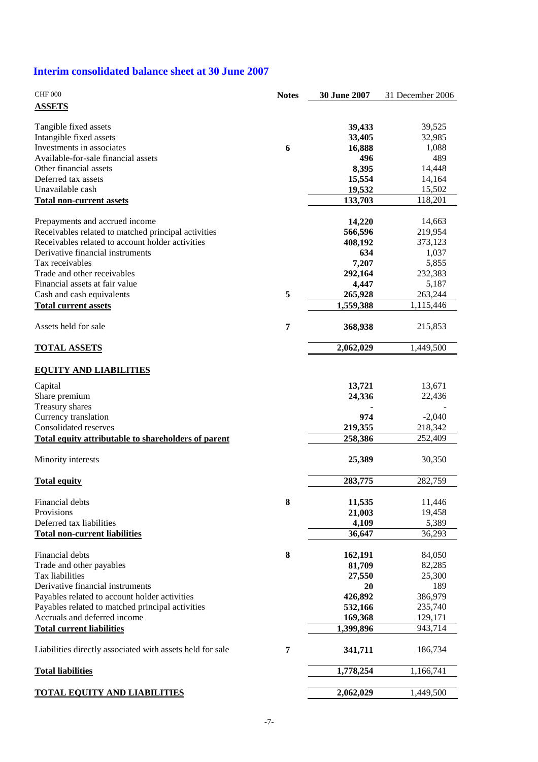## Interim consolidated balance sheet at 30 June 2007

| CHF 000 | Notes | 30 June 2007 | 31 December 2006 |
|---|---|---|---|
| **ASSETS** | | | |
| Tangible fixed assets | | **39,433** | 39,525 |
| Intangible fixed assets | | **33,405** | 32,985 |
| Investments in associates | **6** | **16,888** | 1,088 |
| Available-for-sale financial assets | | **496** | 489 |
| Other financial assets | | **8,395** | 14,448 |
| Deferred tax assets | | **15,554** | 14,164 |
| Unavailable cash | | **19,532** | 15,502 |
| **Total non-current assets** | | **133,703** | 118,201 |
| Prepayments and accrued income | | **14,220** | 14,663 |
| Receivables related to matched principal activities | | **566,596** | 219,954 |
| Receivables related to account holder activities | | **408,192** | 373,123 |
| Derivative financial instruments | | **634** | 1,037 |
| Tax receivables | | **7,207** | 5,855 |
| Trade and other receivables | | **292,164** | 232,383 |
| Financial assets at fair value | | **4,447** | 5,187 |
| Cash and cash equivalents | **5** | **265,928** | 263,244 |
| **Total current assets** | | **1,559,388** | 1,115,446 |
| Assets held for sale | **7** | **368,938** | 215,853 |
| **TOTAL ASSETS** | | **2,062,029** | 1,449,500 |
| **EQUITY AND LIABILITIES** | | | |
| Capital | | **13,721** | 13,671 |
| Share premium | | **24,336** | 22,436 |
| Treasury shares | | **-** | - |
| Currency translation | | **974** | -2,040 |
| Consolidated reserves | | **219,355** | 218,342 |
| **Total equity attributable to shareholders of parent** | | **258,386** | 252,409 |
| Minority interests | | **25,389** | 30,350 |
| **Total equity** | | **283,775** | 282,759 |
| Financial debts | **8** | **11,535** | 11,446 |
| Provisions | | **21,003** | 19,458 |
| Deferred tax liabilities | | **4,109** | 5,389 |
| **Total non-current liabilities** | | **36,647** | 36,293 |
| Financial debts | **8** | **162,191** | 84,050 |
| Trade and other payables | | **81,709** | 82,285 |
| Tax liabilities | | **27,550** | 25,300 |
| Derivative financial instruments | | **20** | 189 |
| Payables related to account holder activities | | **426,892** | 386,979 |
| Payables related to matched principal activities | | **532,166** | 235,740 |
| Accruals and deferred income | | **169,368** | 129,171 |
| **Total current liabilities** | | **1,399,896** | 943,714 |
| Liabilities directly associated with assets held for sale | **7** | **341,711** | 186,734 |
| **Total liabilities** | | **1,778,254** | 1,166,741 |
| **TOTAL EQUITY AND LIABILITIES** | | **2,062,029** | 1,449,500 |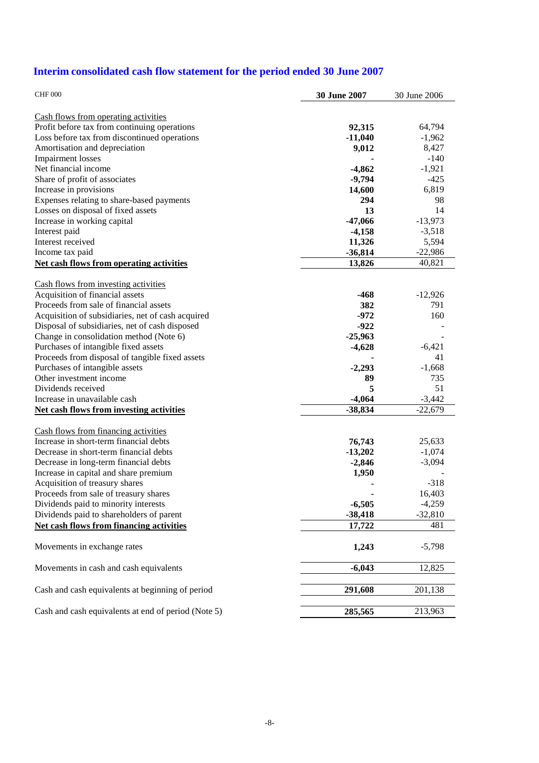## Interim consolidated cash flow statement for the period ended 30 June 2007

| CHF 000 | **30 June 2007** | 30 June 2006 |
|---|---|---|
| Cash flows from operating activities | | |
| Profit before tax from continuing operations | **92,315** | 64,794 |
| Loss before tax from discontinued operations | **-11,040** | -1,962 |
| Amortisation and depreciation | **9,012** | 8,427 |
| Impairment losses | **-** | -140 |
| Net financial income | **-4,862** | -1,921 |
| Share of profit of associates | **-9,794** | -425 |
| Increase in provisions | **14,600** | 6,819 |
| Expenses relating to share-based payments | **294** | 98 |
| Losses on disposal of fixed assets | **13** | 14 |
| Increase in working capital | **-47,066** | -13,973 |
| Interest paid | **-4,158** | -3,518 |
| Interest received | **11,326** | 5,594 |
| Income tax paid | **-36,814** | -22,986 |
| **Net cash flows from operating activities** | **13,826** | 40,821 |
| | | |
| Cash flows from investing activities | | |
| Acquisition of financial assets | **-468** | -12,926 |
| Proceeds from sale of financial assets | **382** | 791 |
| Acquisition of subsidiaries, net of cash acquired | **-972** | 160 |
| Disposal of subsidiaries, net of cash disposed | **-922** | - |
| Change in consolidation method (Note 6) | **-25,963** | - |
| Purchases of intangible fixed assets | **-4,628** | -6,421 |
| Proceeds from disposal of tangible fixed assets | **-** | 41 |
| Purchases of intangible assets | **-2,293** | -1,668 |
| Other investment income | **89** | 735 |
| Dividends received | **5** | 51 |
| Increase in unavailable cash | **-4,064** | -3,442 |
| **Net cash flows from investing activities** | **-38,834** | -22,679 |
| | | |
| Cash flows from financing activities | | |
| Increase in short-term financial debts | **76,743** | 25,633 |
| Decrease in short-term financial debts | **-13,202** | -1,074 |
| Decrease in long-term financial debts | **-2,846** | -3,094 |
| Increase in capital and share premium | **1,950** | - |
| Acquisition of treasury shares | **-** | -318 |
| Proceeds from sale of treasury shares | **-** | 16,403 |
| Dividends paid to minority interests | **-6,505** | -4,259 |
| Dividends paid to shareholders of parent | **-38,418** | -32,810 |
| **Net cash flows from financing activities** | **17,722** | 481 |
| | | |
| Movements in exchange rates | **1,243** | -5,798 |
| | | |
| Movements in cash and cash equivalents | **-6,043** | 12,825 |
| | | |
| Cash and cash equivalents at beginning of period | **291,608** | 201,138 |
| | | |
| Cash and cash equivalents at end of period (Note 5) | **285,565** | 213,963 |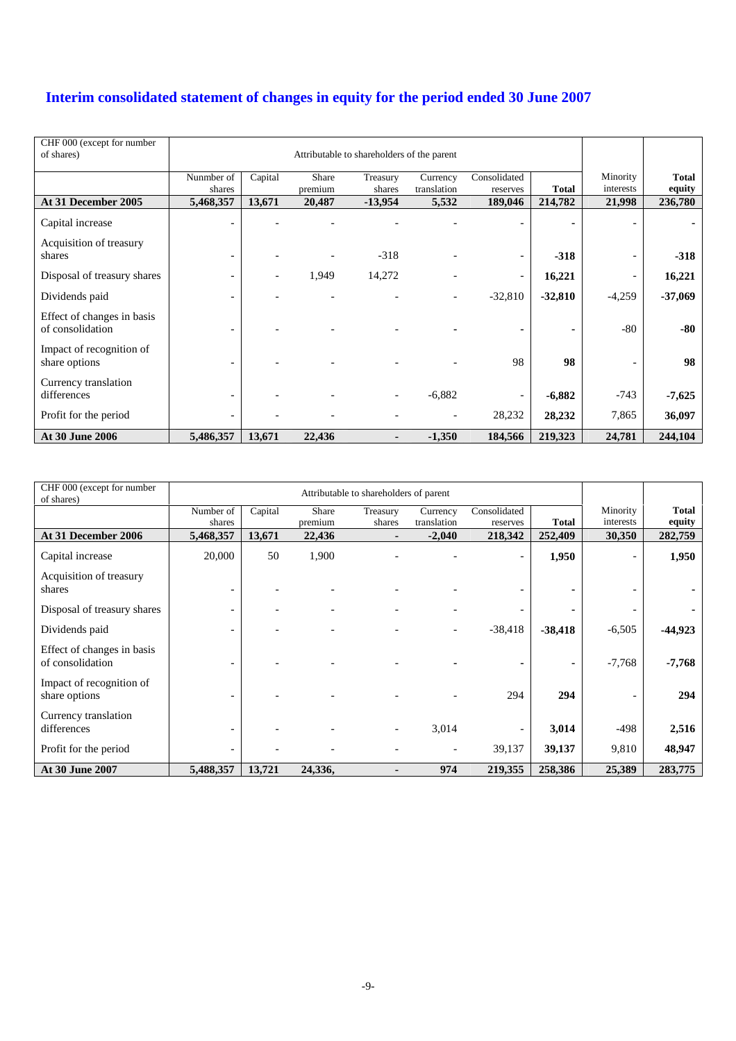# Interim consolidated statement of changes in equity for the period ended 30 June 2007

| CHF 000 (except for number of shares) | Attributable to shareholders of the parent | | | | | | | | |
|---|---|---|---|---|---|---|---|---|---|
| | Nunmber of shares | Capital | Share premium | Treasury shares | Currency translation | Consolidated reserves | **Total** | Minority interests | **Total equity** |
| **At 31 December 2005** | **5,468,357** | **13,671** | **20,487** | **-13,954** | **5,532** | **189,046** | **214,782** | **21,998** | **236,780** |
| Capital increase | - | - | - | - | - | - | **-** | - | **-** |
| Acquisition of treasury shares | - | - | - | -318 | - | - | **-318** | - | **-318** |
| Disposal of treasury shares | - | - | 1,949 | 14,272 | - | - | **16,221** | - | **16,221** |
| Dividends paid | - | - | - | - | - | -32,810 | **-32,810** | -4,259 | **-37,069** |
| Effect of changes in basis of consolidation | - | - | - | - | - | - | **-** | -80 | **-80** |
| Impact of recognition of share options | - | - | - | - | - | 98 | **98** | - | **98** |
| Currency translation differences | - | - | - | - | -6,882 | - | **-6,882** | -743 | **-7,625** |
| Profit for the period | - | - | - | - | - | 28,232 | **28,232** | 7,865 | **36,097** |
| **At 30 June 2006** | **5,486,357** | **13,671** | **22,436** | **-** | **-1,350** | **184,566** | **219,323** | **24,781** | **244,104** |

| CHF 000 (except for number of shares) | Attributable to shareholders of parent | | | | | | | | |
|---|---|---|---|---|---|---|---|---|---|
| | Number of shares | Capital | Share premium | Treasury shares | Currency translation | Consolidated reserves | **Total** | Minority interests | **Total equity** |
| **At 31 December 2006** | **5,468,357** | **13,671** | **22,436** | **-** | **-2,040** | **218,342** | **252,409** | **30,350** | **282,759** |
| Capital increase | 20,000 | 50 | 1,900 | - | - | - | **1,950** | - | **1,950** |
| Acquisition of treasury shares | - | - | - | - | - | - | **-** | - | **-** |
| Disposal of treasury shares | - | - | - | - | - | - | **-** | - | **-** |
| Dividends paid | - | - | - | - | - | -38,418 | **-38,418** | -6,505 | **-44,923** |
| Effect of changes in basis of consolidation | - | - | - | - | - | - | **-** | -7,768 | **-7,768** |
| Impact of recognition of share options | - | - | - | - | - | 294 | **294** | - | **294** |
| Currency translation differences | - | - | - | - | 3,014 | - | **3,014** | -498 | **2,516** |
| Profit for the period | - | - | - | - | - | 39,137 | **39,137** | 9,810 | **48,947** |
| **At 30 June 2007** | **5,488,357** | **13,721** | **24,336,** | **-** | **974** | **219,355** | **258,386** | **25,389** | **283,775** |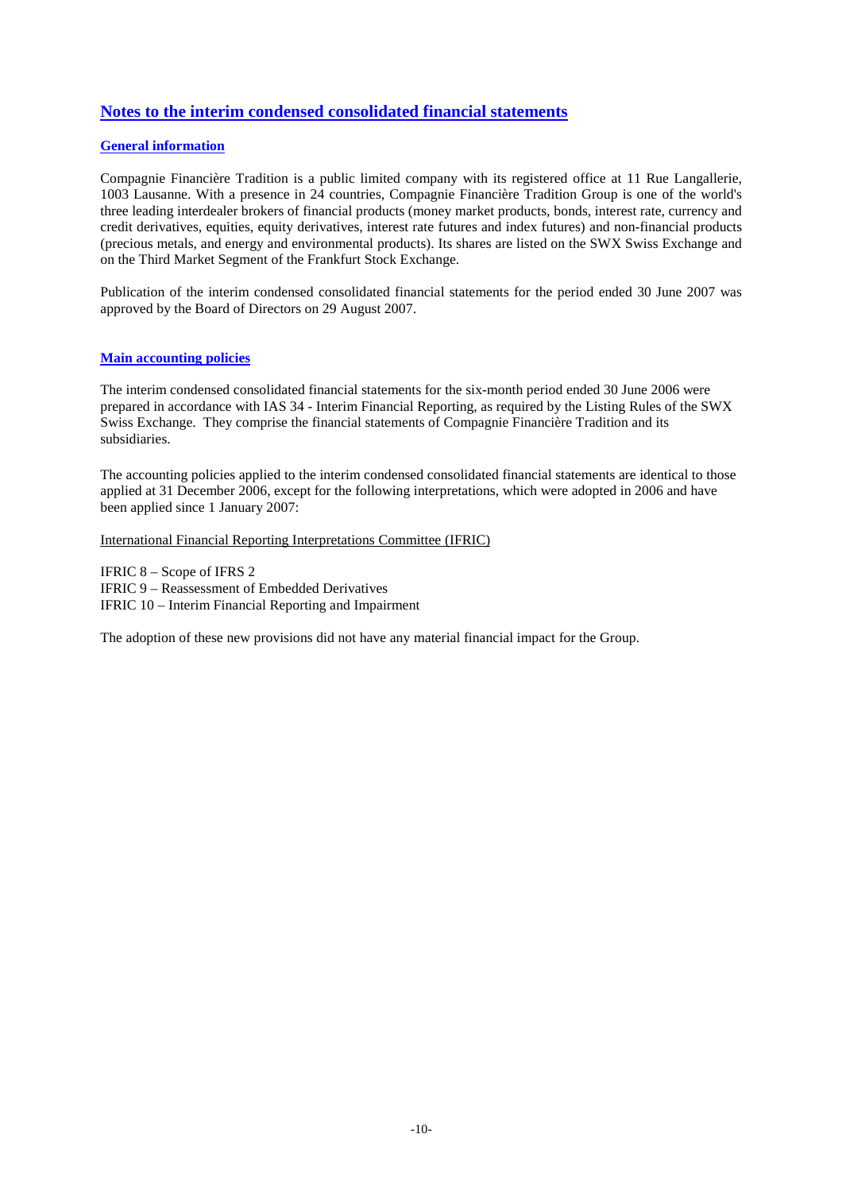# Notes to the interim condensed consolidated financial statements

## General information

Compagnie Financière Tradition is a public limited company with its registered office at 11 Rue Langallerie, 1003 Lausanne. With a presence in 24 countries, Compagnie Financière Tradition Group is one of the world's three leading interdealer brokers of financial products (money market products, bonds, interest rate, currency and credit derivatives, equities, equity derivatives, interest rate futures and index futures) and non-financial products (precious metals, and energy and environmental products). Its shares are listed on the SWX Swiss Exchange and on the Third Market Segment of the Frankfurt Stock Exchange.

Publication of the interim condensed consolidated financial statements for the period ended 30 June 2007 was approved by the Board of Directors on 29 August 2007.

## Main accounting policies

The interim condensed consolidated financial statements for the six-month period ended 30 June 2006 were prepared in accordance with IAS 34 - Interim Financial Reporting, as required by the Listing Rules of the SWX Swiss Exchange. They comprise the financial statements of Compagnie Financière Tradition and its subsidiaries.

The accounting policies applied to the interim condensed consolidated financial statements are identical to those applied at 31 December 2006, except for the following interpretations, which were adopted in 2006 and have been applied since 1 January 2007:

International Financial Reporting Interpretations Committee (IFRIC)

IFRIC 8 – Scope of IFRS 2
IFRIC 9 – Reassessment of Embedded Derivatives
IFRIC 10 – Interim Financial Reporting and Impairment

The adoption of these new provisions did not have any material financial impact for the Group.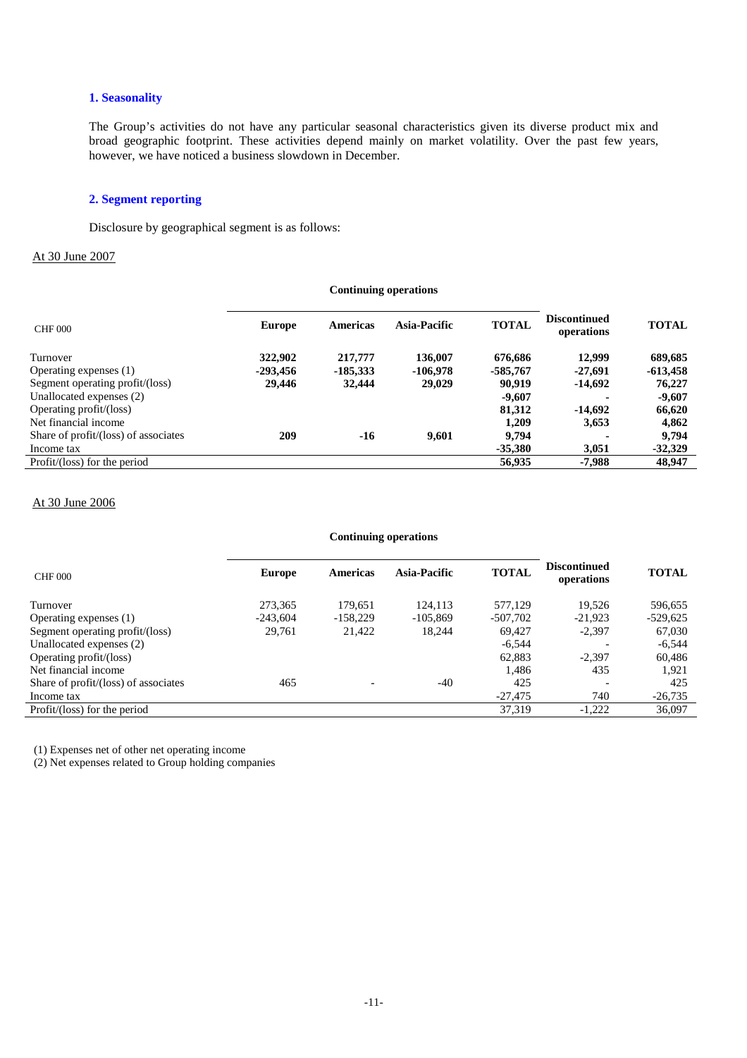## 1. Seasonality

The Group's activities do not have any particular seasonal characteristics given its diverse product mix and broad geographic footprint. These activities depend mainly on market volatility. Over the past few years, however, we have noticed a business slowdown in December.

## 2. Segment reporting

Disclosure by geographical segment is as follows:

At 30 June 2007

| | Continuing operations | | | | | |
|---|---|---|---|---|---|---|
| CHF 000 | **Europe** | **Americas** | **Asia-Pacific** | **TOTAL** | **Discontinued operations** | **TOTAL** |
| Turnover | **322,902** | **217,777** | **136,007** | **676,686** | **12,999** | **689,685** |
| Operating expenses (1) | **-293,456** | **-185,333** | **-106,978** | **-585,767** | **-27,691** | **-613,458** |
| Segment operating profit/(loss) | **29,446** | **32,444** | **29,029** | **90,919** | **-14,692** | **76,227** |
| Unallocated expenses (2) | | | | **-9,607** | **-** | **-9,607** |
| Operating profit/(loss) | | | | **81,312** | **-14,692** | **66,620** |
| Net financial income | | | | **1,209** | **3,653** | **4,862** |
| Share of profit/(loss) of associates | **209** | **-16** | **9,601** | **9,794** | **-** | **9,794** |
| Income tax | | | | **-35,380** | **3,051** | **-32,329** |
| Profit/(loss) for the period | | | | **56,935** | **-7,988** | **48,947** |

At 30 June 2006

| | Continuing operations | | | | | |
|---|---|---|---|---|---|---|
| CHF 000 | **Europe** | **Americas** | **Asia-Pacific** | **TOTAL** | **Discontinued operations** | **TOTAL** |
| Turnover | 273,365 | 179,651 | 124,113 | 577,129 | 19,526 | 596,655 |
| Operating expenses (1) | -243,604 | -158,229 | -105,869 | -507,702 | -21,923 | -529,625 |
| Segment operating profit/(loss) | 29,761 | 21,422 | 18,244 | 69,427 | -2,397 | 67,030 |
| Unallocated expenses (2) | | | | -6,544 | - | -6,544 |
| Operating profit/(loss) | | | | 62,883 | -2,397 | 60,486 |
| Net financial income | | | | 1,486 | 435 | 1,921 |
| Share of profit/(loss) of associates | 465 | - | -40 | 425 | - | 425 |
| Income tax | | | | -27,475 | 740 | -26,735 |
| Profit/(loss) for the period | | | | 37,319 | -1,222 | 36,097 |

(1) Expenses net of other net operating income

(2) Net expenses related to Group holding companies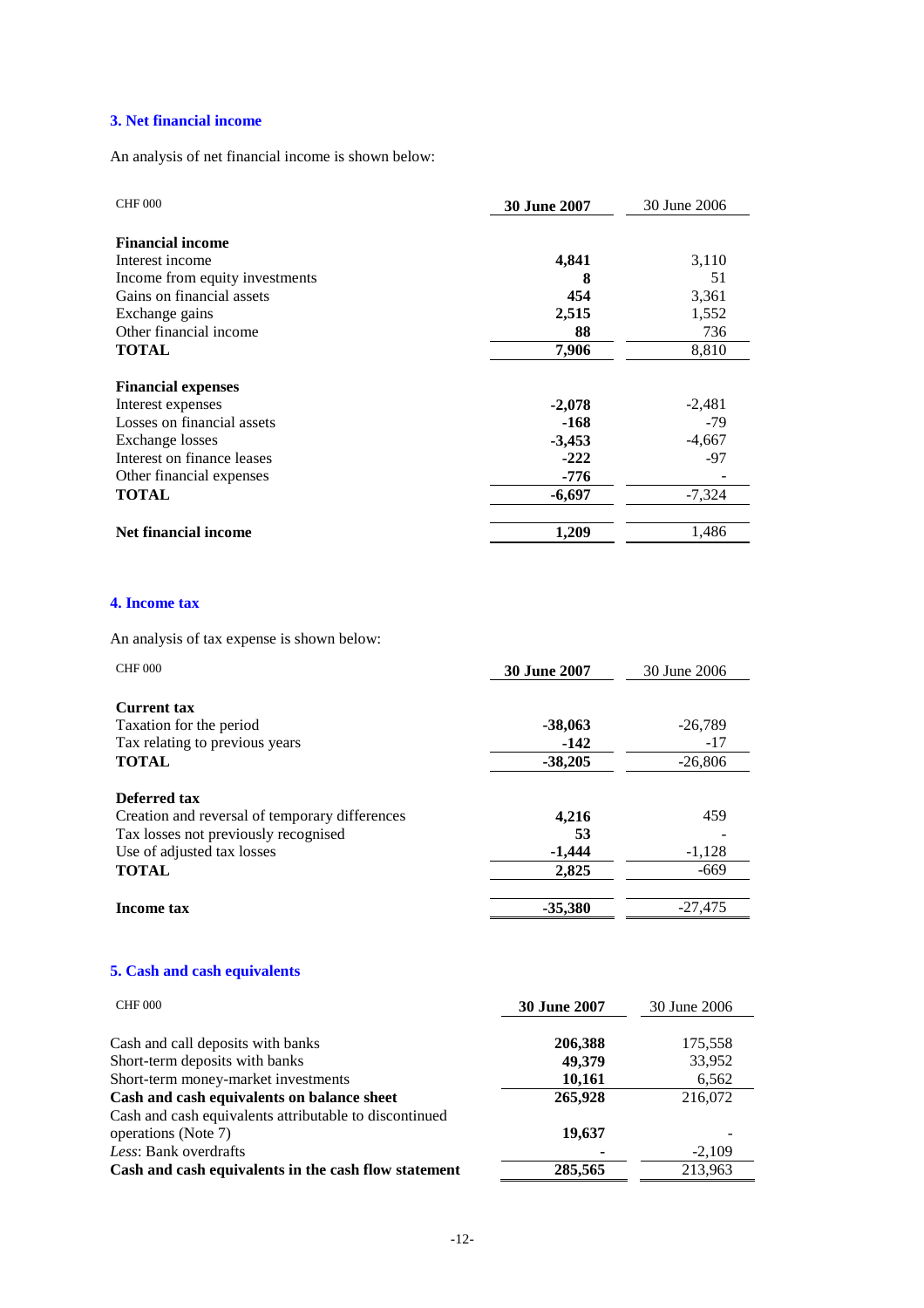## 3. Net financial income

An analysis of net financial income is shown below:

| CHF 000 | **30 June 2007** | 30 June 2006 |
|---|---|---|
| **Financial income** | | |
| Interest income | **4,841** | 3,110 |
| Income from equity investments | **8** | 51 |
| Gains on financial assets | **454** | 3,361 |
| Exchange gains | **2,515** | 1,552 |
| Other financial income | **88** | 736 |
| **TOTAL** | **7,906** | 8,810 |
| **Financial expenses** | | |
| Interest expenses | **-2,078** | -2,481 |
| Losses on financial assets | **-168** | -79 |
| Exchange losses | **-3,453** | -4,667 |
| Interest on finance leases | **-222** | -97 |
| Other financial expenses | **-776** | - |
| **TOTAL** | **-6,697** | -7,324 |
| **Net financial income** | **1,209** | 1,486 |

## 4. Income tax

An analysis of tax expense is shown below:

| CHF 000 | **30 June 2007** | 30 June 2006 |
|---|---|---|
| **Current tax** | | |
| Taxation for the period | **-38,063** | -26,789 |
| Tax relating to previous years | **-142** | -17 |
| **TOTAL** | **-38,205** | -26,806 |
| **Deferred tax** | | |
| Creation and reversal of temporary differences | **4,216** | 459 |
| Tax losses not previously recognised | **53** | - |
| Use of adjusted tax losses | **-1,444** | -1,128 |
| **TOTAL** | **2,825** | -669 |
| **Income tax** | **-35,380** | -27,475 |

## 5. Cash and cash equivalents

| CHF 000 | **30 June 2007** | 30 June 2006 |
|---|---|---|
| Cash and call deposits with banks | **206,388** | 175,558 |
| Short-term deposits with banks | **49,379** | 33,952 |
| Short-term money-market investments | **10,161** | 6,562 |
| **Cash and cash equivalents on balance sheet** | **265,928** | 216,072 |
| Cash and cash equivalents attributable to discontinued operations (Note 7) | **19,637** | - |
| *Less*: Bank overdrafts | **-** | -2,109 |
| **Cash and cash equivalents in the cash flow statement** | **285,565** | 213,963 |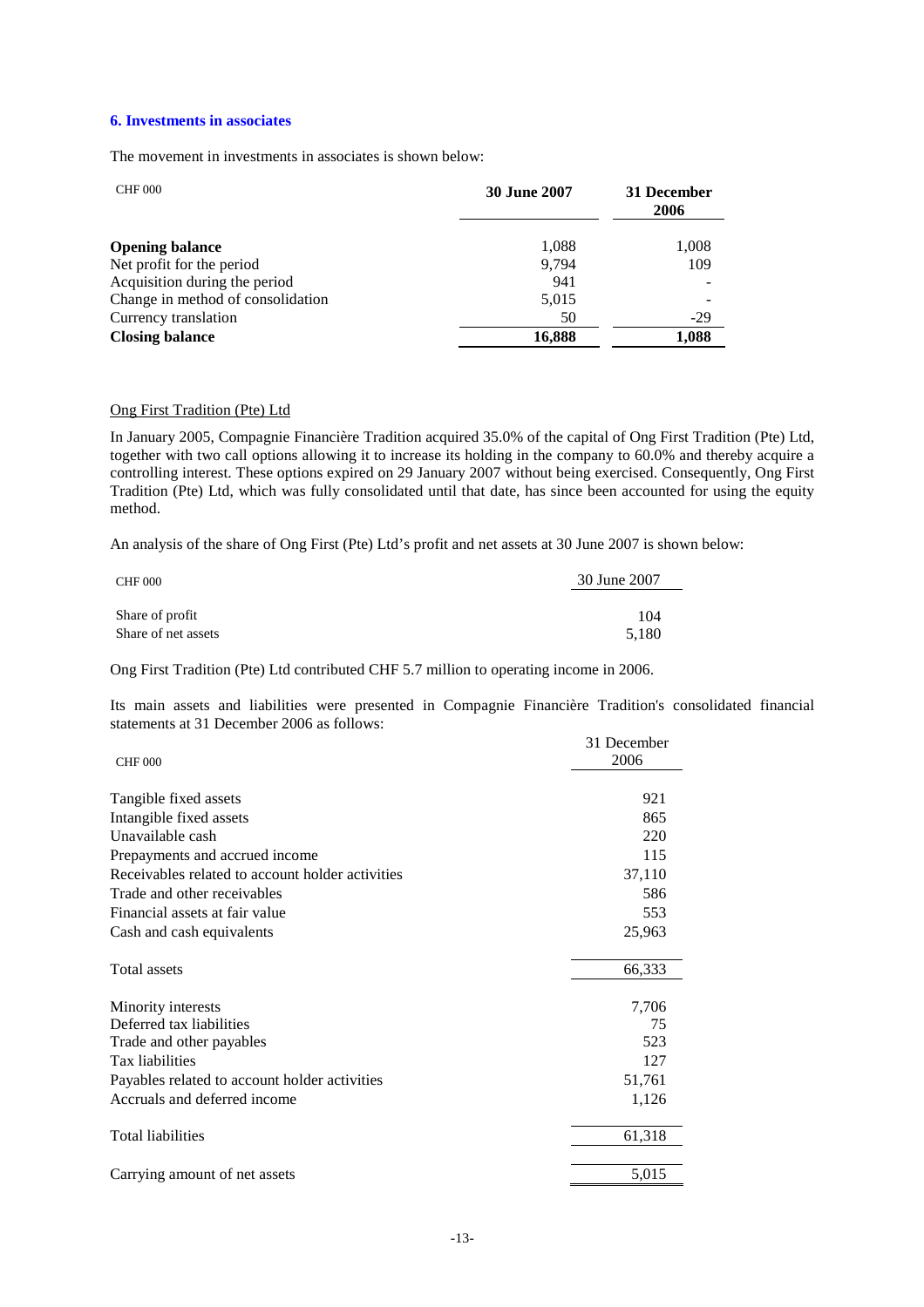### 6. Investments in associates

The movement in investments in associates is shown below:

| CHF 000 | 30 June 2007 | 31 December 2006 |
|---|---|---|
| **Opening balance** | 1,088 | 1,008 |
| Net profit for the period | 9,794 | 109 |
| Acquisition during the period | 941 | - |
| Change in method of consolidation | 5,015 | - |
| Currency translation | 50 | -29 |
| **Closing balance** | **16,888** | **1,088** |

Ong First Tradition (Pte) Ltd

In January 2005, Compagnie Financière Tradition acquired 35.0% of the capital of Ong First Tradition (Pte) Ltd, together with two call options allowing it to increase its holding in the company to 60.0% and thereby acquire a controlling interest. These options expired on 29 January 2007 without being exercised. Consequently, Ong First Tradition (Pte) Ltd, which was fully consolidated until that date, has since been accounted for using the equity method.

An analysis of the share of Ong First (Pte) Ltd's profit and net assets at 30 June 2007 is shown below:

| CHF 000 | 30 June 2007 |
|---|---|
| Share of profit | 104 |
| Share of net assets | 5,180 |

Ong First Tradition (Pte) Ltd contributed CHF 5.7 million to operating income in 2006.

Its main assets and liabilities were presented in Compagnie Financière Tradition's consolidated financial statements at 31 December 2006 as follows:

| CHF 000 | 31 December 2006 |
|---|---|
| Tangible fixed assets | 921 |
| Intangible fixed assets | 865 |
| Unavailable cash | 220 |
| Prepayments and accrued income | 115 |
| Receivables related to account holder activities | 37,110 |
| Trade and other receivables | 586 |
| Financial assets at fair value | 553 |
| Cash and cash equivalents | 25,963 |
| Total assets | 66,333 |
| Minority interests | 7,706 |
| Deferred tax liabilities | 75 |
| Trade and other payables | 523 |
| Tax liabilities | 127 |
| Payables related to account holder activities | 51,761 |
| Accruals and deferred income | 1,126 |
| Total liabilities | 61,318 |
| Carrying amount of net assets | 5,015 |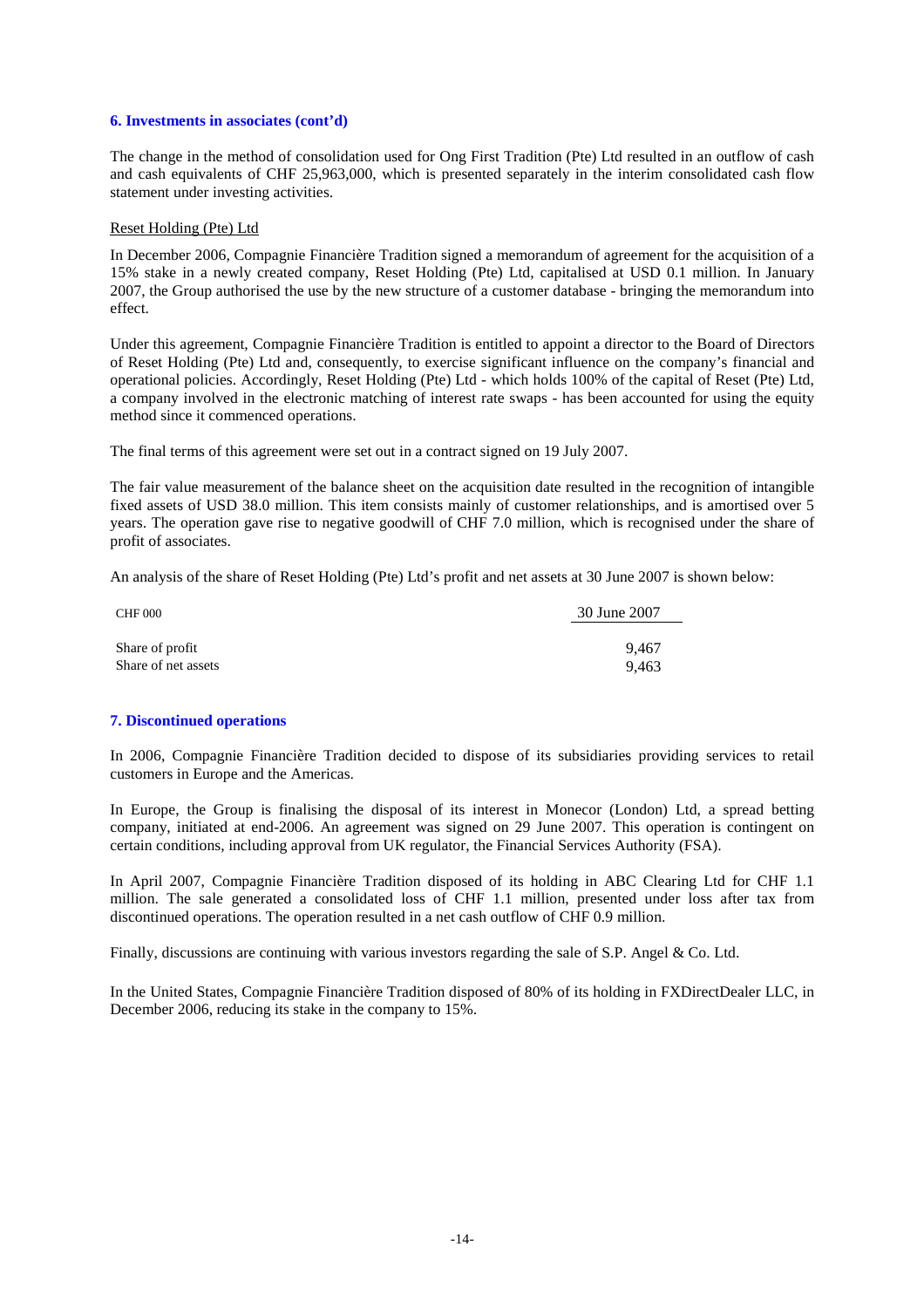### 6. Investments in associates (cont'd)

The change in the method of consolidation used for Ong First Tradition (Pte) Ltd resulted in an outflow of cash and cash equivalents of CHF 25,963,000, which is presented separately in the interim consolidated cash flow statement under investing activities.

Reset Holding (Pte) Ltd

In December 2006, Compagnie Financière Tradition signed a memorandum of agreement for the acquisition of a 15% stake in a newly created company, Reset Holding (Pte) Ltd, capitalised at USD 0.1 million. In January 2007, the Group authorised the use by the new structure of a customer database - bringing the memorandum into effect.

Under this agreement, Compagnie Financière Tradition is entitled to appoint a director to the Board of Directors of Reset Holding (Pte) Ltd and, consequently, to exercise significant influence on the company's financial and operational policies. Accordingly, Reset Holding (Pte) Ltd - which holds 100% of the capital of Reset (Pte) Ltd, a company involved in the electronic matching of interest rate swaps - has been accounted for using the equity method since it commenced operations.

The final terms of this agreement were set out in a contract signed on 19 July 2007.

The fair value measurement of the balance sheet on the acquisition date resulted in the recognition of intangible fixed assets of USD 38.0 million. This item consists mainly of customer relationships, and is amortised over 5 years. The operation gave rise to negative goodwill of CHF 7.0 million, which is recognised under the share of profit of associates.

An analysis of the share of Reset Holding (Pte) Ltd's profit and net assets at 30 June 2007 is shown below:

| CHF 000 | 30 June 2007 |
|---|---|
| Share of profit | 9,467 |
| Share of net assets | 9,463 |

### 7. Discontinued operations

In 2006, Compagnie Financière Tradition decided to dispose of its subsidiaries providing services to retail customers in Europe and the Americas.

In Europe, the Group is finalising the disposal of its interest in Monecor (London) Ltd, a spread betting company, initiated at end-2006. An agreement was signed on 29 June 2007. This operation is contingent on certain conditions, including approval from UK regulator, the Financial Services Authority (FSA).

In April 2007, Compagnie Financière Tradition disposed of its holding in ABC Clearing Ltd for CHF 1.1 million. The sale generated a consolidated loss of CHF 1.1 million, presented under loss after tax from discontinued operations. The operation resulted in a net cash outflow of CHF 0.9 million.

Finally, discussions are continuing with various investors regarding the sale of S.P. Angel & Co. Ltd.

In the United States, Compagnie Financière Tradition disposed of 80% of its holding in FXDirectDealer LLC, in December 2006, reducing its stake in the company to 15%.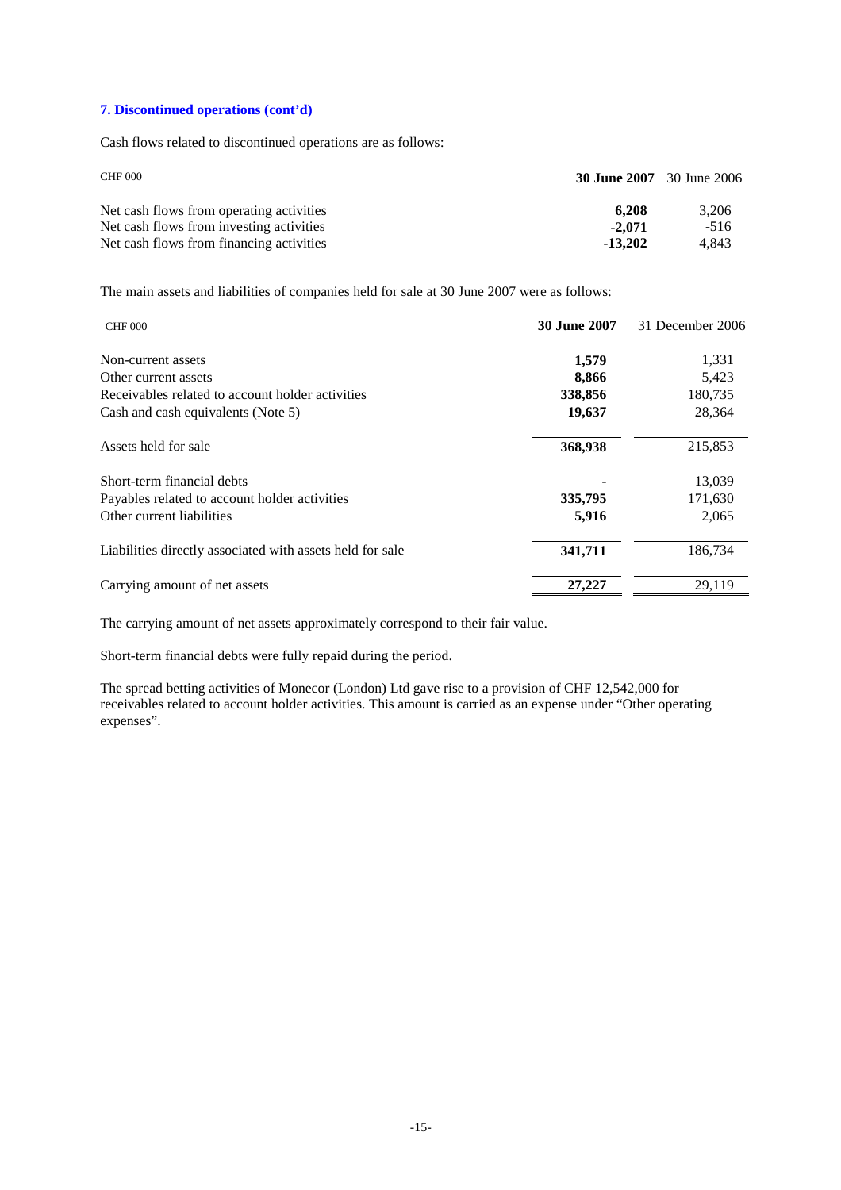### 7. Discontinued operations (cont'd)

Cash flows related to discontinued operations are as follows:

| CHF 000 | **30 June 2007** | 30 June 2006 |
|---|---|---|
| Net cash flows from operating activities | **6,208** | 3,206 |
| Net cash flows from investing activities | **-2,071** | -516 |
| Net cash flows from financing activities | **-13,202** | 4,843 |

The main assets and liabilities of companies held for sale at 30 June 2007 were as follows:

| CHF 000 | **30 June 2007** | 31 December 2006 |
|---|---|---|
| Non-current assets | **1,579** | 1,331 |
| Other current assets | **8,866** | 5,423 |
| Receivables related to account holder activities | **338,856** | 180,735 |
| Cash and cash equivalents (Note 5) | **19,637** | 28,364 |
| Assets held for sale | **368,938** | 215,853 |
| Short-term financial debts | **-** | 13,039 |
| Payables related to account holder activities | **335,795** | 171,630 |
| Other current liabilities | **5,916** | 2,065 |
| Liabilities directly associated with assets held for sale | **341,711** | 186,734 |
| Carrying amount of net assets | **27,227** | 29,119 |

The carrying amount of net assets approximately correspond to their fair value.

Short-term financial debts were fully repaid during the period.

The spread betting activities of Monecor (London) Ltd gave rise to a provision of CHF 12,542,000 for receivables related to account holder activities. This amount is carried as an expense under "Other operating expenses".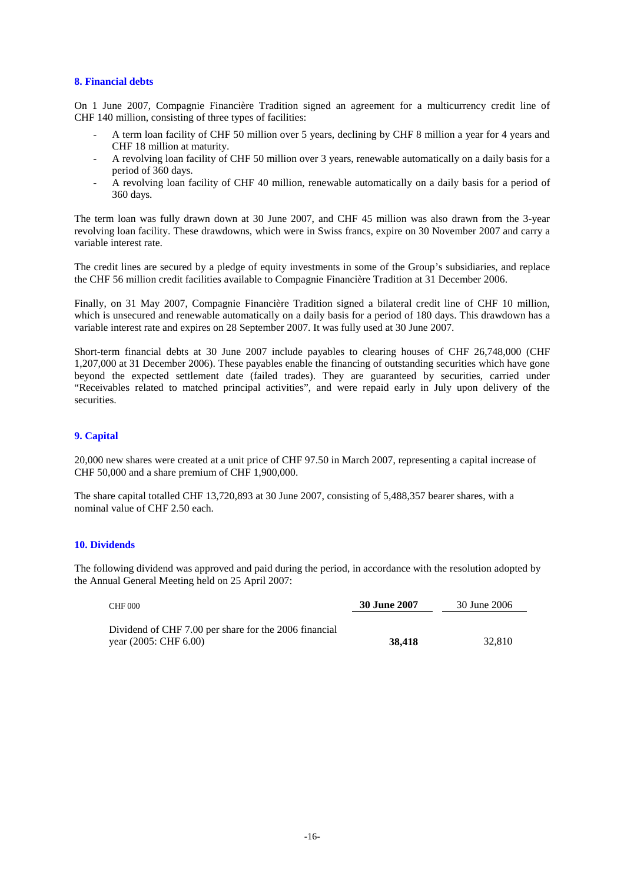## 8. Financial debts

On 1 June 2007, Compagnie Financière Tradition signed an agreement for a multicurrency credit line of CHF 140 million, consisting of three types of facilities:

- A term loan facility of CHF 50 million over 5 years, declining by CHF 8 million a year for 4 years and CHF 18 million at maturity.
- A revolving loan facility of CHF 50 million over 3 years, renewable automatically on a daily basis for a period of 360 days.
- A revolving loan facility of CHF 40 million, renewable automatically on a daily basis for a period of 360 days.

The term loan was fully drawn down at 30 June 2007, and CHF 45 million was also drawn from the 3-year revolving loan facility. These drawdowns, which were in Swiss francs, expire on 30 November 2007 and carry a variable interest rate.

The credit lines are secured by a pledge of equity investments in some of the Group's subsidiaries, and replace the CHF 56 million credit facilities available to Compagnie Financière Tradition at 31 December 2006.

Finally, on 31 May 2007, Compagnie Financière Tradition signed a bilateral credit line of CHF 10 million, which is unsecured and renewable automatically on a daily basis for a period of 180 days. This drawdown has a variable interest rate and expires on 28 September 2007. It was fully used at 30 June 2007.

Short-term financial debts at 30 June 2007 include payables to clearing houses of CHF 26,748,000 (CHF 1,207,000 at 31 December 2006). These payables enable the financing of outstanding securities which have gone beyond the expected settlement date (failed trades). They are guaranteed by securities, carried under "Receivables related to matched principal activities", and were repaid early in July upon delivery of the securities.

## 9. Capital

20,000 new shares were created at a unit price of CHF 97.50 in March 2007, representing a capital increase of CHF 50,000 and a share premium of CHF 1,900,000.

The share capital totalled CHF 13,720,893 at 30 June 2007, consisting of 5,488,357 bearer shares, with a nominal value of CHF 2.50 each.

## 10. Dividends

The following dividend was approved and paid during the period, in accordance with the resolution adopted by the Annual General Meeting held on 25 April 2007:

| CHF 000 | **30 June 2007** | 30 June 2006 |
|---|---|---|
| Dividend of CHF 7.00 per share for the 2006 financial year (2005: CHF 6.00) | **38,418** | 32,810 |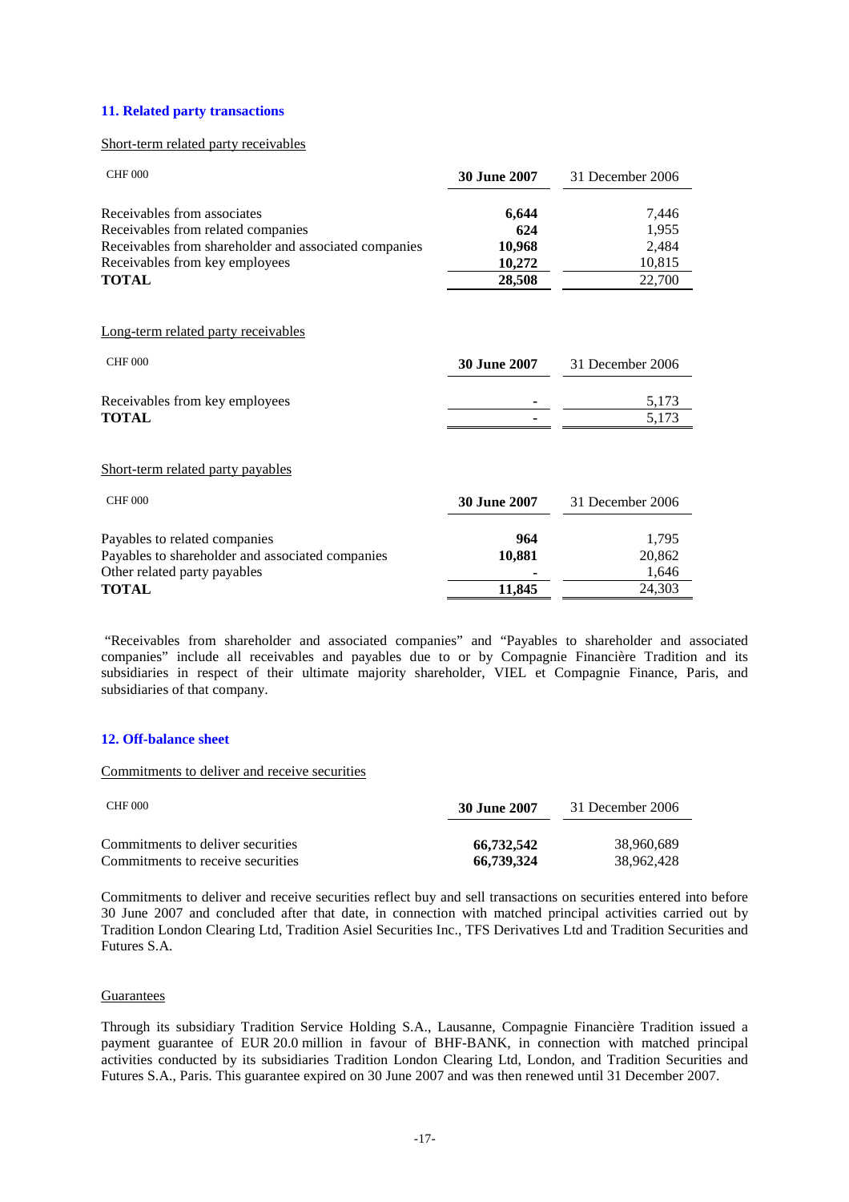## 11. Related party transactions

Short-term related party receivables

| CHF 000 | **30 June 2007** | 31 December 2006 |
|---|---|---|
| Receivables from associates | **6,644** | 7,446 |
| Receivables from related companies | **624** | 1,955 |
| Receivables from shareholder and associated companies | **10,968** | 2,484 |
| Receivables from key employees | **10,272** | 10,815 |
| **TOTAL** | **28,508** | 22,700 |

Long-term related party receivables

| CHF 000 | **30 June 2007** | 31 December 2006 |
|---|---|---|
| Receivables from key employees | **-** | 5,173 |
| **TOTAL** | **-** | 5,173 |

Short-term related party payables

| CHF 000 | **30 June 2007** | 31 December 2006 |
|---|---|---|
| Payables to related companies | **964** | 1,795 |
| Payables to shareholder and associated companies | **10,881** | 20,862 |
| Other related party payables | **-** | 1,646 |
| **TOTAL** | **11,845** | 24,303 |

"Receivables from shareholder and associated companies" and "Payables to shareholder and associated companies" include all receivables and payables due to or by Compagnie Financière Tradition and its subsidiaries in respect of their ultimate majority shareholder, VIEL et Compagnie Finance, Paris, and subsidiaries of that company.

## 12. Off-balance sheet

Commitments to deliver and receive securities

| CHF 000 | **30 June 2007** | 31 December 2006 |
|---|---|---|
| Commitments to deliver securities | **66,732,542** | 38,960,689 |
| Commitments to receive securities | **66,739,324** | 38,962,428 |

Commitments to deliver and receive securities reflect buy and sell transactions on securities entered into before 30 June 2007 and concluded after that date, in connection with matched principal activities carried out by Tradition London Clearing Ltd, Tradition Asiel Securities Inc., TFS Derivatives Ltd and Tradition Securities and Futures S.A.

Guarantees

Through its subsidiary Tradition Service Holding S.A., Lausanne, Compagnie Financière Tradition issued a payment guarantee of EUR 20.0 million in favour of BHF-BANK, in connection with matched principal activities conducted by its subsidiaries Tradition London Clearing Ltd, London, and Tradition Securities and Futures S.A., Paris. This guarantee expired on 30 June 2007 and was then renewed until 31 December 2007.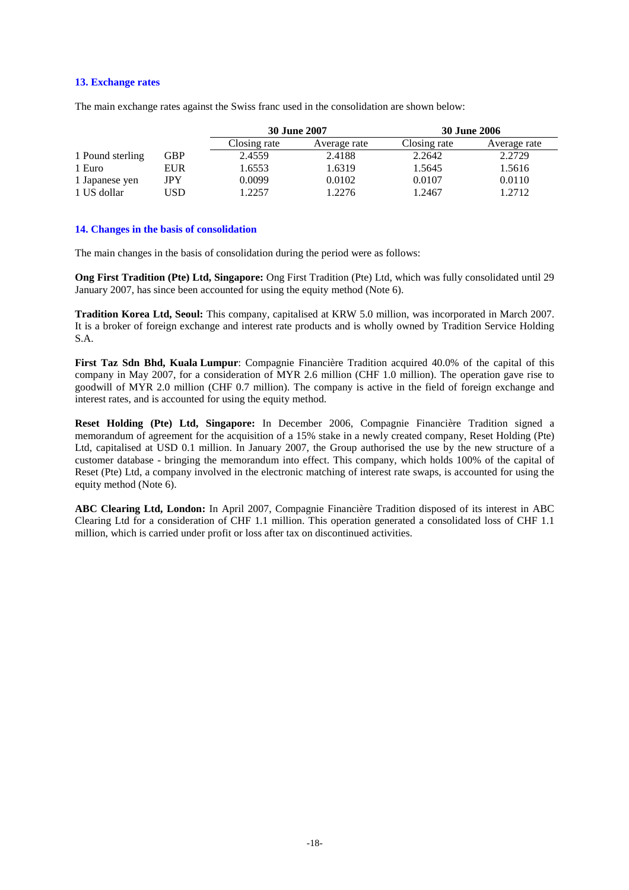### 13. Exchange rates

The main exchange rates against the Swiss franc used in the consolidation are shown below:

| | | 30 June 2007 | | 30 June 2006 | |
|---|---|---|---|---|---|
| | | Closing rate | Average rate | Closing rate | Average rate |
| 1 Pound sterling | GBP | 2.4559 | 2.4188 | 2.2642 | 2.2729 |
| 1 Euro | EUR | 1.6553 | 1.6319 | 1.5645 | 1.5616 |
| 1 Japanese yen | JPY | 0.0099 | 0.0102 | 0.0107 | 0.0110 |
| 1 US dollar | USD | 1.2257 | 1.2276 | 1.2467 | 1.2712 |

### 14. Changes in the basis of consolidation

The main changes in the basis of consolidation during the period were as follows:

**Ong First Tradition (Pte) Ltd, Singapore:** Ong First Tradition (Pte) Ltd, which was fully consolidated until 29 January 2007, has since been accounted for using the equity method (Note 6).

**Tradition Korea Ltd, Seoul:** This company, capitalised at KRW 5.0 million, was incorporated in March 2007. It is a broker of foreign exchange and interest rate products and is wholly owned by Tradition Service Holding S.A.

**First Taz Sdn Bhd, Kuala Lumpur**: Compagnie Financière Tradition acquired 40.0% of the capital of this company in May 2007, for a consideration of MYR 2.6 million (CHF 1.0 million). The operation gave rise to goodwill of MYR 2.0 million (CHF 0.7 million). The company is active in the field of foreign exchange and interest rates, and is accounted for using the equity method.

**Reset Holding (Pte) Ltd, Singapore:** In December 2006, Compagnie Financière Tradition signed a memorandum of agreement for the acquisition of a 15% stake in a newly created company, Reset Holding (Pte) Ltd, capitalised at USD 0.1 million. In January 2007, the Group authorised the use by the new structure of a customer database - bringing the memorandum into effect. This company, which holds 100% of the capital of Reset (Pte) Ltd, a company involved in the electronic matching of interest rate swaps, is accounted for using the equity method (Note 6).

**ABC Clearing Ltd, London:** In April 2007, Compagnie Financière Tradition disposed of its interest in ABC Clearing Ltd for a consideration of CHF 1.1 million. This operation generated a consolidated loss of CHF 1.1 million, which is carried under profit or loss after tax on discontinued activities.